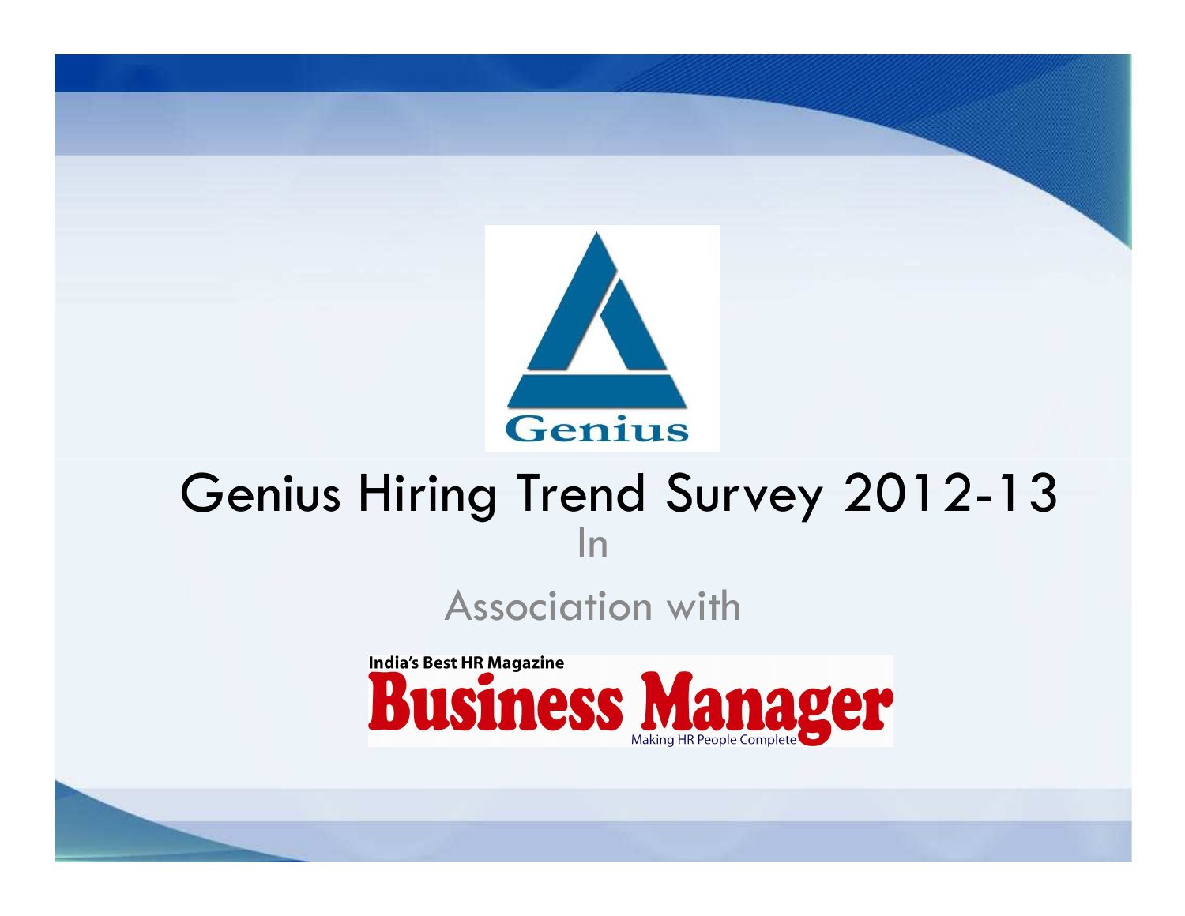Genius

# Genius Hiring Trend Survey 2012-13

In

Association with

India's Best HR Magazine

Business Manager

Making HR People Complete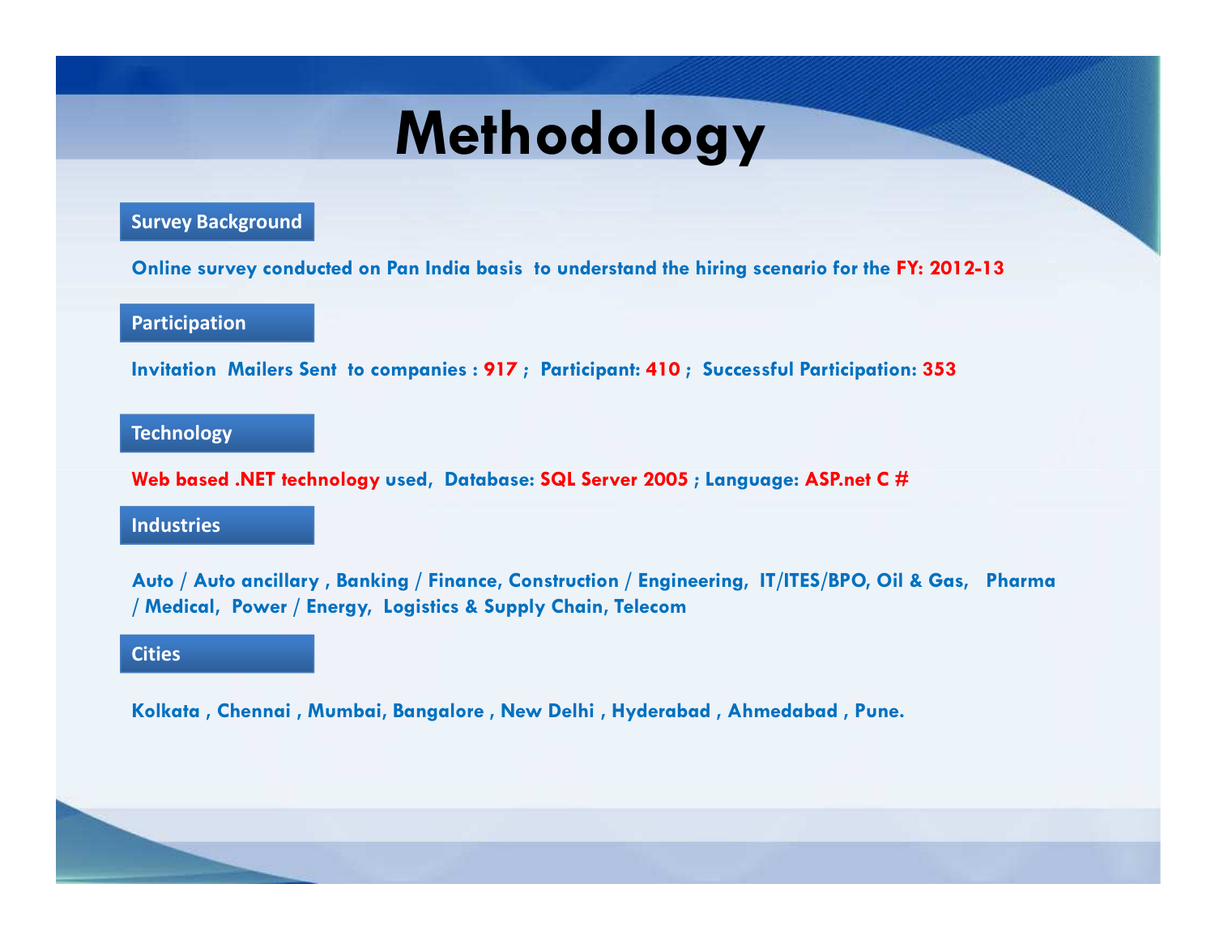# Methodology

## Survey Background

Online survey conducted on Pan India basis to understand the hiring scenario for the FY: 2012-13

## Participation

Invitation Mailers Sent to companies : 917 ; Participant: 410 ; Successful Participation: 353

## Technology

Web based .NET technology used, Database: SQL Server 2005 ; Language: ASP.net C #

## Industries

Auto / Auto ancillary , Banking / Finance, Construction / Engineering, IT/ITES/BPO, Oil & Gas, Pharma / Medical, Power / Energy, Logistics & Supply Chain, Telecom

## Cities

Kolkata , Chennai , Mumbai, Bangalore , New Delhi , Hyderabad , Ahmedabad , Pune.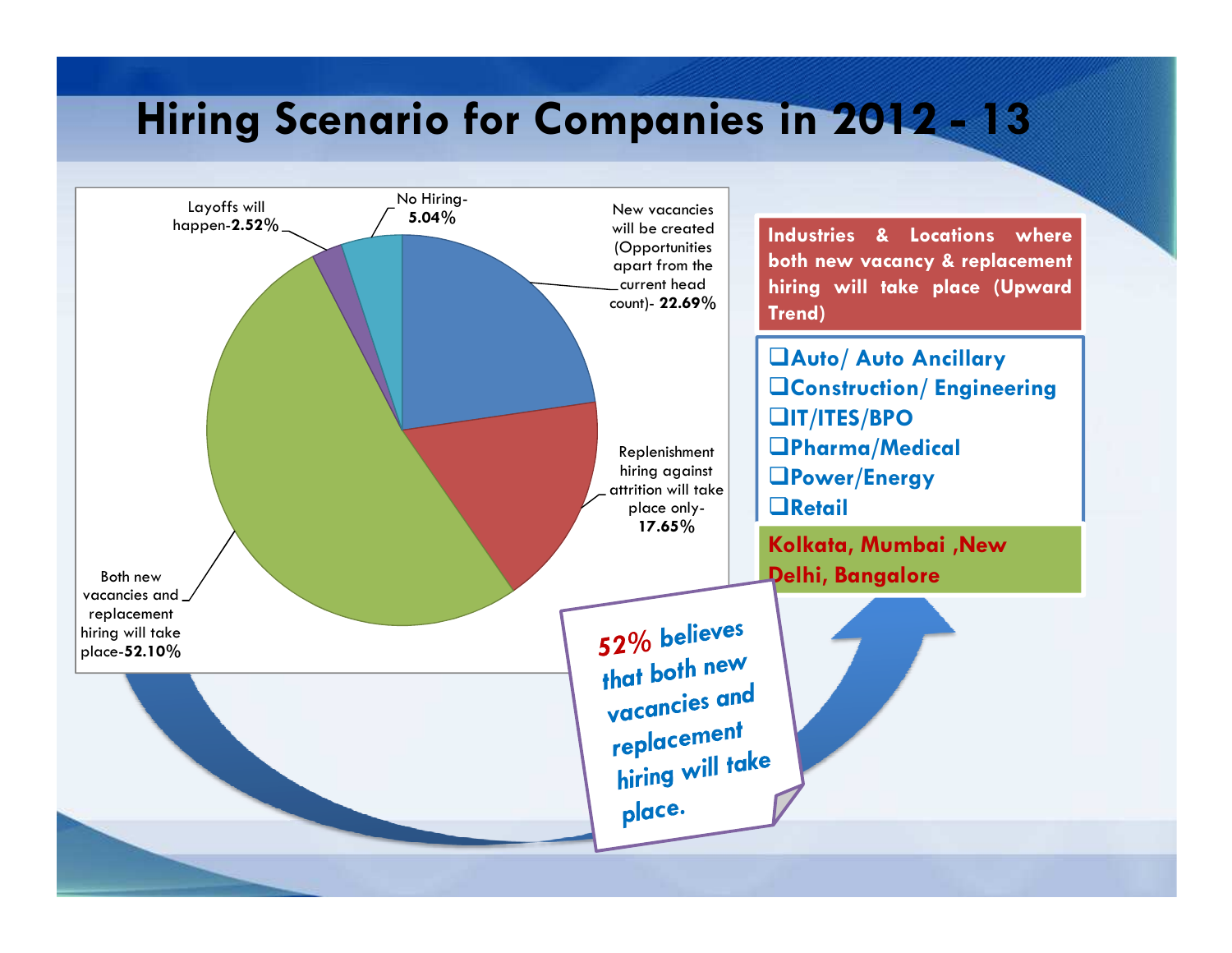# Hiring Scenario for Companies in 2012 - 13

- New vacancies will be created (Opportunities apart from the current head count)- **22.69%**
- Replenishment hiring against attrition will take place only- **17.65%**
- Both new vacancies and replacement hiring will take place-**52.10%**
- Layoffs will happen-**2.52%**
- No Hiring- **5.04%**

**Industries & Locations where both new vacancy & replacement hiring will take place (Upward Trend)**

- Auto/ Auto Ancillary
- Construction/ Engineering
- IT/ITES/BPO
- Pharma/Medical
- Power/Energy
- Retail

**Kolkata, Mumbai ,New Delhi, Bangalore**

52% believes that both new vacancies and replacement hiring will take place.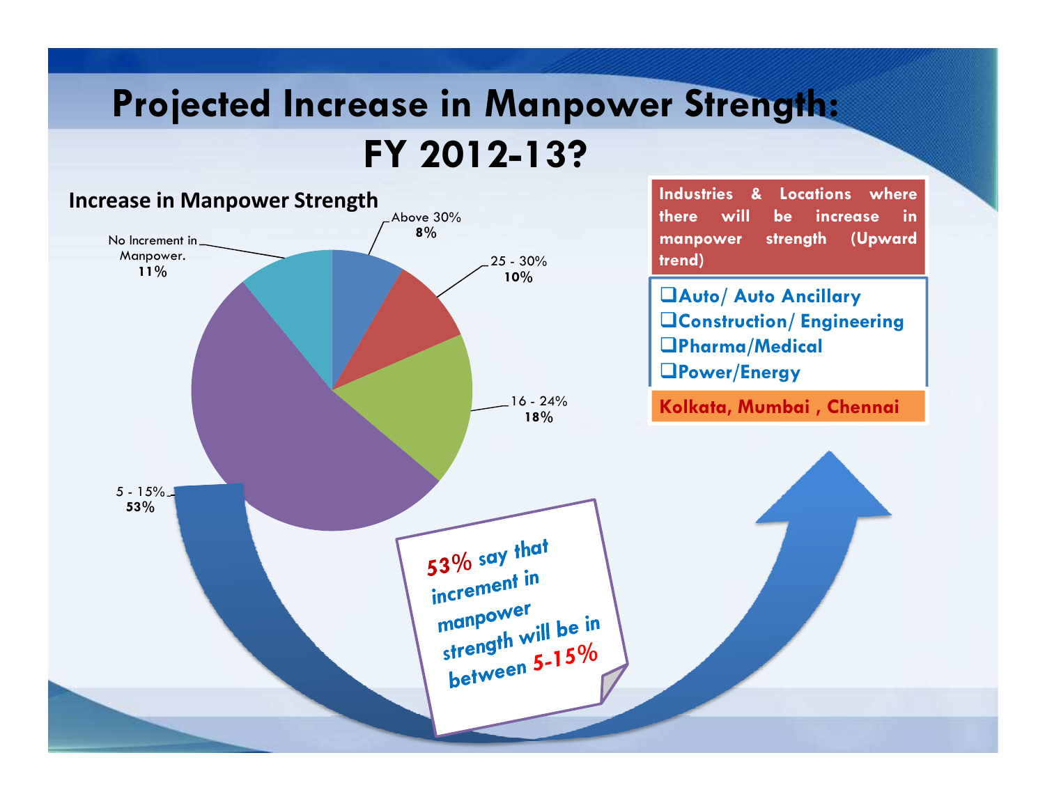# Projected Increase in Manpower Strength: FY 2012-13?

## Increase in Manpower Strength

| Increase in Manpower Strength | Share |
|---|---|
| Above 30% | 8% |
| 25 - 30% | 10% |
| 16 - 24% | 18% |
| 5 - 15% | 53% |
| No Increment in Manpower. | 11% |

**53% say that increment in manpower strength will be in between 5-15%**

**Industries & Locations where there will be increase in manpower strength (Upward trend)**

- **Auto/ Auto Ancillary**
- **Construction/ Engineering**
- **Pharma/Medical**
- **Power/Energy**

**Kolkata, Mumbai , Chennai**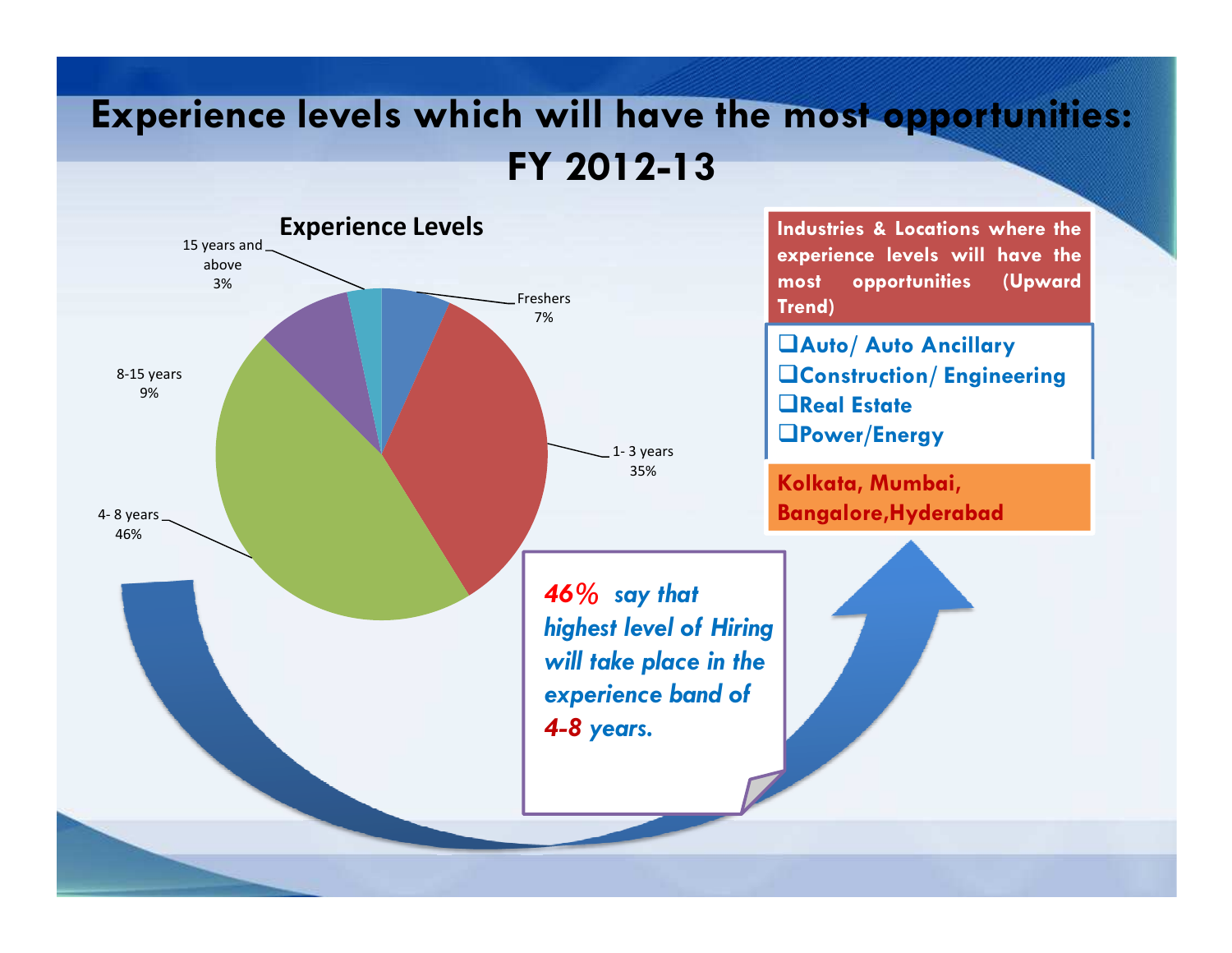# Experience levels which will have the most opportunities: FY 2012-13

**Experience Levels**

| Experience Level | Share |
| --- | --- |
| Freshers | 7% |
| 1- 3 years | 35% |
| 4- 8 years | 46% |
| 8-15 years | 9% |
| 15 years and above | 3% |

**Industries & Locations where the experience levels will have the most opportunities (Upward Trend)**

- **Auto/ Auto Ancillary**
- **Construction/ Engineering**
- **Real Estate**
- **Power/Energy**

**Kolkata, Mumbai, Bangalore,Hyderabad**

***46%* *say that highest level of Hiring will take place in the experience band of 4-8 years.***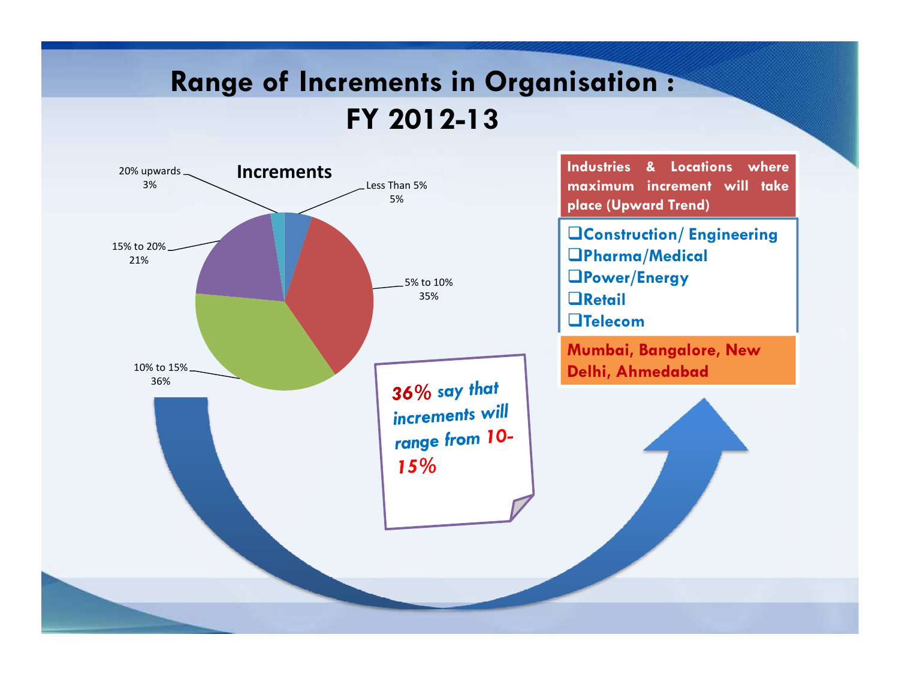# Range of Increments in Organisation : FY 2012-13

## Increments

| Range | Share |
|---|---|
| Less Than 5% | 5% |
| 5% to 10% | 35% |
| 10% to 15% | 36% |
| 15% to 20% | 21% |
| 20% upwards | 3% |

***36% say that increments will range from 10-15%***

**Industries & Locations where maximum increment will take place (Upward Trend)**

- **Construction/ Engineering**
- **Pharma/Medical**
- **Power/Energy**
- **Retail**
- **Telecom**

**Mumbai, Bangalore, New Delhi, Ahmedabad**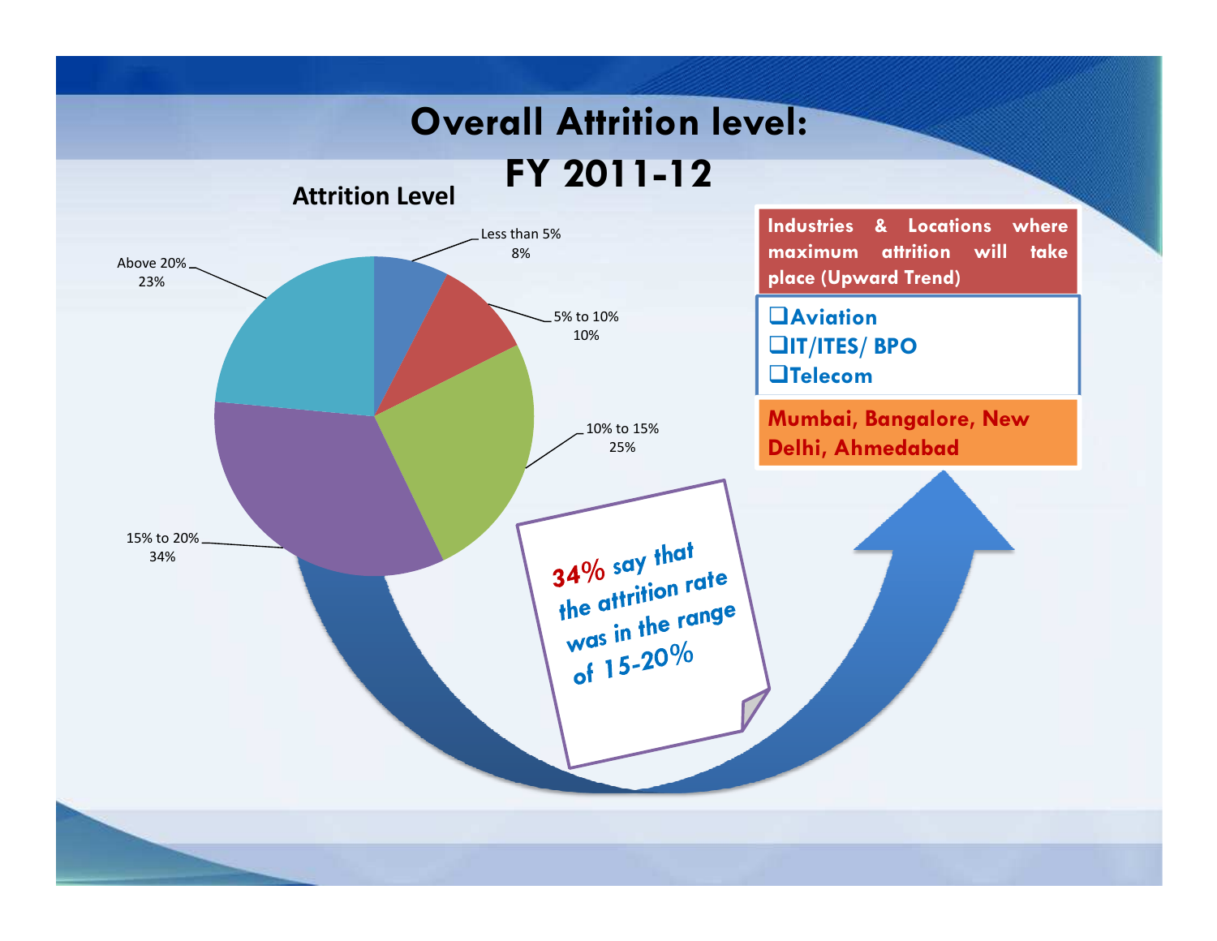# Overall Attrition level: FY 2011-12

**Attrition Level**

| Attrition Level | Share |
|---|---|
| Less than 5% | 8% |
| 5% to 10% | 10% |
| 10% to 15% | 25% |
| 15% to 20% | 34% |
| Above 20% | 23% |

34% say that the attrition rate was in the range of 15-20%

**Industries & Locations where maximum attrition will take place (Upward Trend)**

- Aviation
- IT/ITES/ BPO
- Telecom

Mumbai, Bangalore, New Delhi, Ahmedabad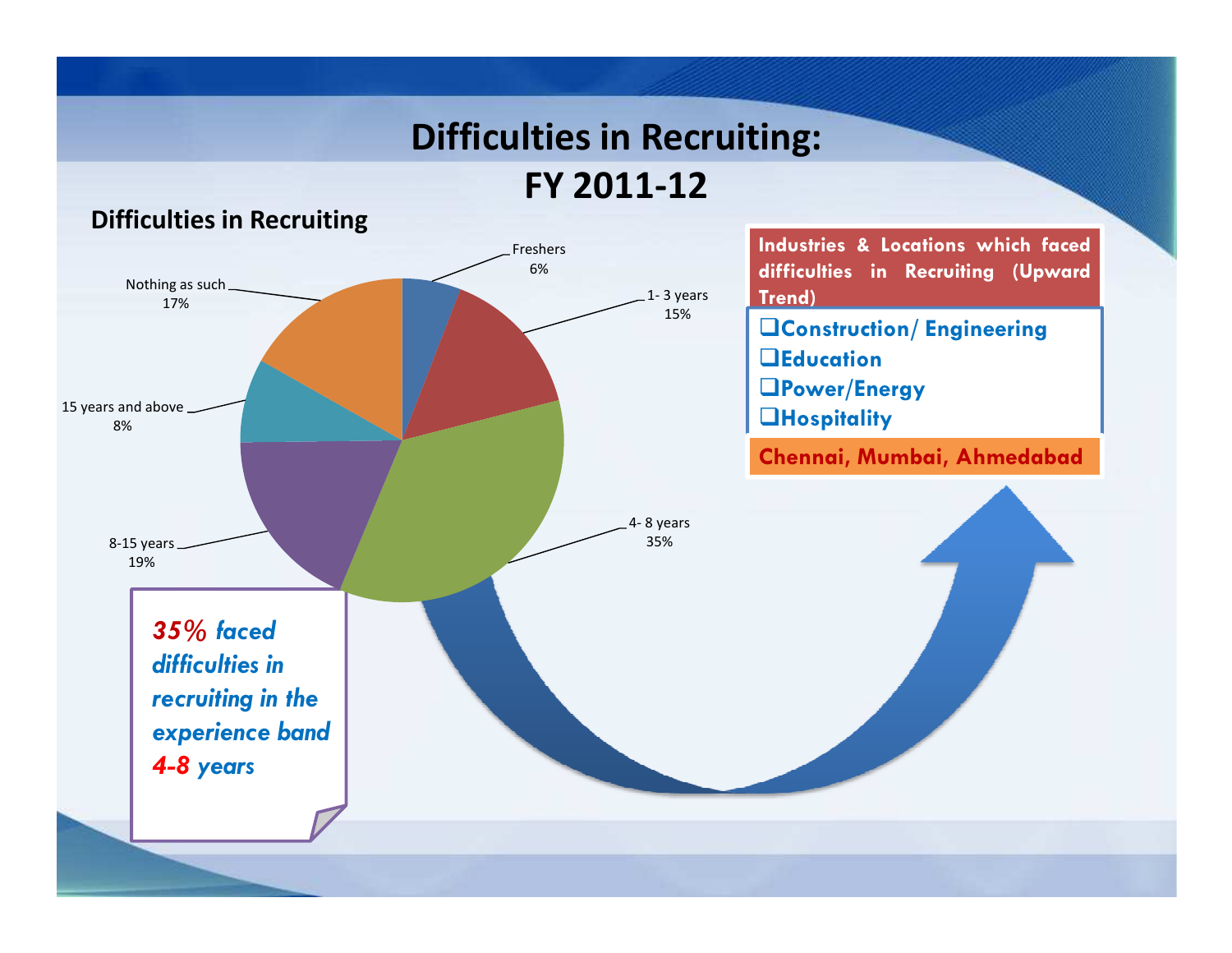# Difficulties in Recruiting: FY 2011-12

## Difficulties in Recruiting

| Category | Percentage |
|---|---|
| Freshers | 6% |
| 1- 3 years | 15% |
| 4- 8 years | 35% |
| 8-15 years | 19% |
| 15 years and above | 8% |
| Nothing as such | 17% |

***35%* faced difficulties in recruiting in the experience band *4-8* years**

**Industries & Locations which faced difficulties in Recruiting (Upward Trend)**

- **Construction/ Engineering**
- **Education**
- **Power/Energy**
- **Hospitality**

**Chennai, Mumbai, Ahmedabad**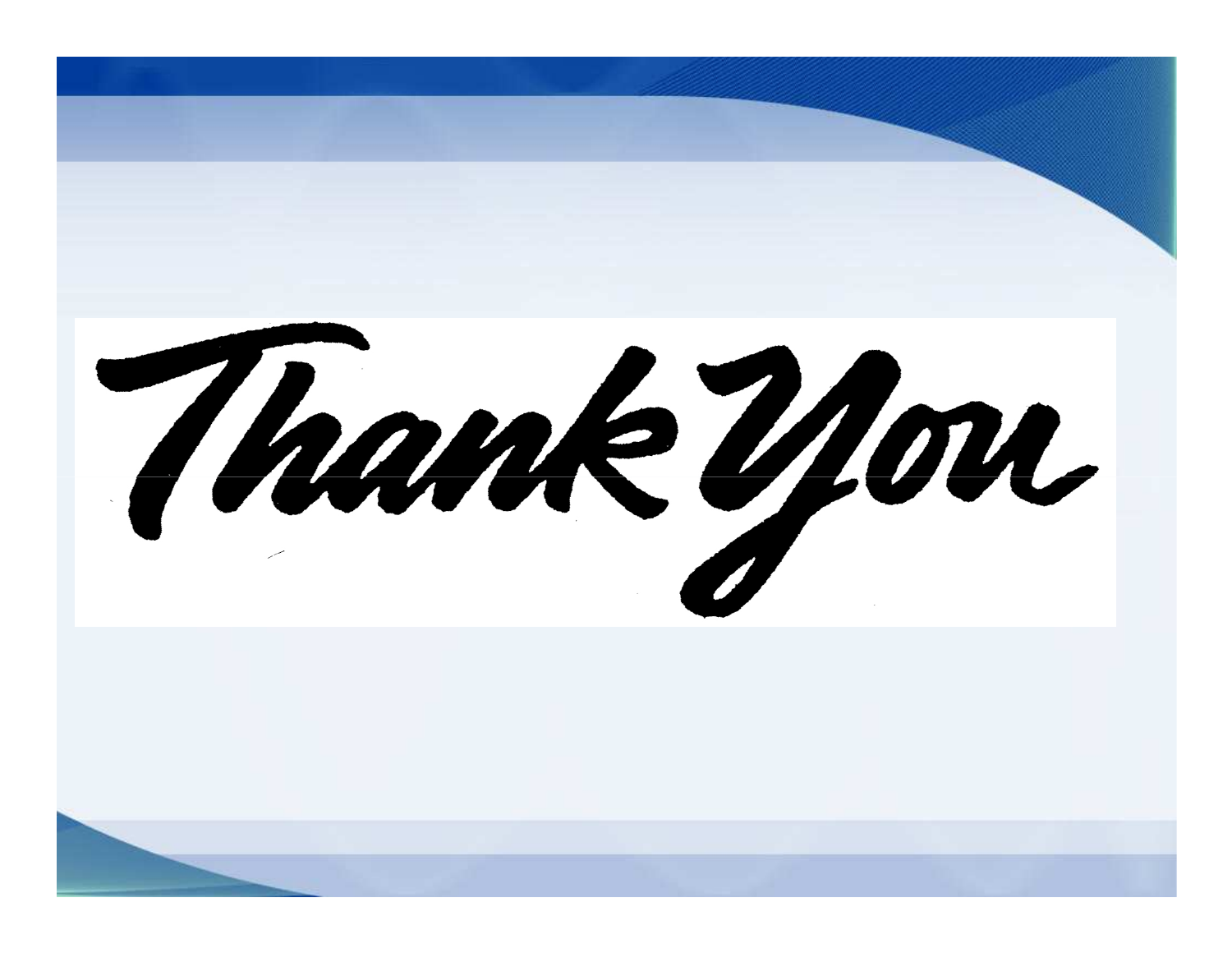# Thank You